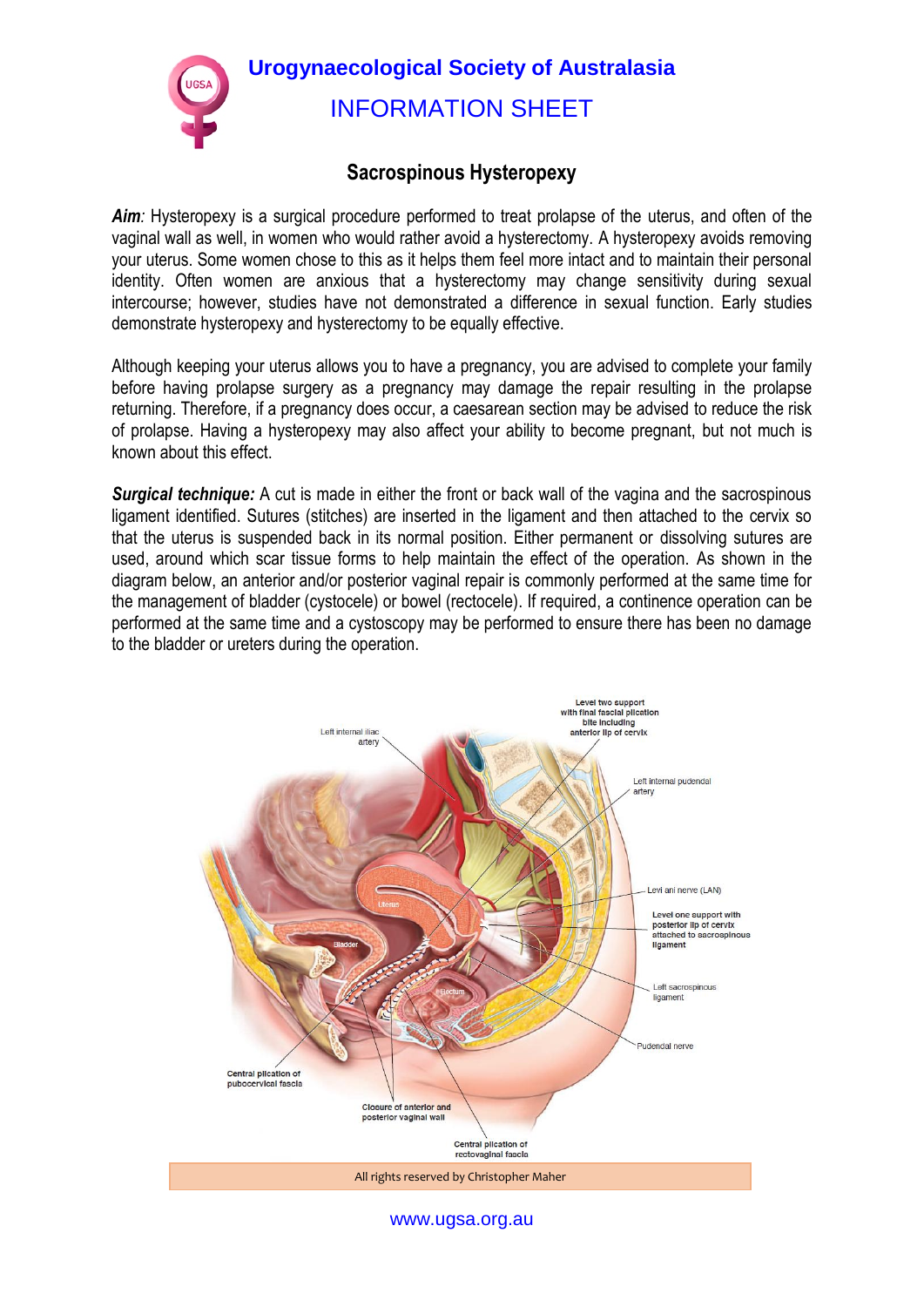# Urogynaecological Society of Australasia

## INFORMATION SHEET

### Sacrospinous Hysteropexy

***Aim**:* Hysteropexy is a surgical procedure performed to treat prolapse of the uterus, and often of the vaginal wall as well, in women who would rather avoid a hysterectomy. A hysteropexy avoids removing your uterus. Some women chose to this as it helps them feel more intact and to maintain their personal identity. Often women are anxious that a hysterectomy may change sensitivity during sexual intercourse; however, studies have not demonstrated a difference in sexual function. Early studies demonstrate hysteropexy and hysterectomy to be equally effective.

Although keeping your uterus allows you to have a pregnancy, you are advised to complete your family before having prolapse surgery as a pregnancy may damage the repair resulting in the prolapse returning. Therefore, if a pregnancy does occur, a caesarean section may be advised to reduce the risk of prolapse. Having a hysteropexy may also affect your ability to become pregnant, but not much is known about this effect.

***Surgical technique:*** A cut is made in either the front or back wall of the vagina and the sacrospinous ligament identified. Sutures (stitches) are inserted in the ligament and then attached to the cervix so that the uterus is suspended back in its normal position. Either permanent or dissolving sutures are used, around which scar tissue forms to help maintain the effect of the operation. As shown in the diagram below, an anterior and/or posterior vaginal repair is commonly performed at the same time for the management of bladder (cystocele) or bowel (rectocele). If required, a continence operation can be performed at the same time and a cystoscopy may be performed to ensure there has been no damage to the bladder or ureters during the operation.

All rights reserved by Christopher Maher

www.ugsa.org.au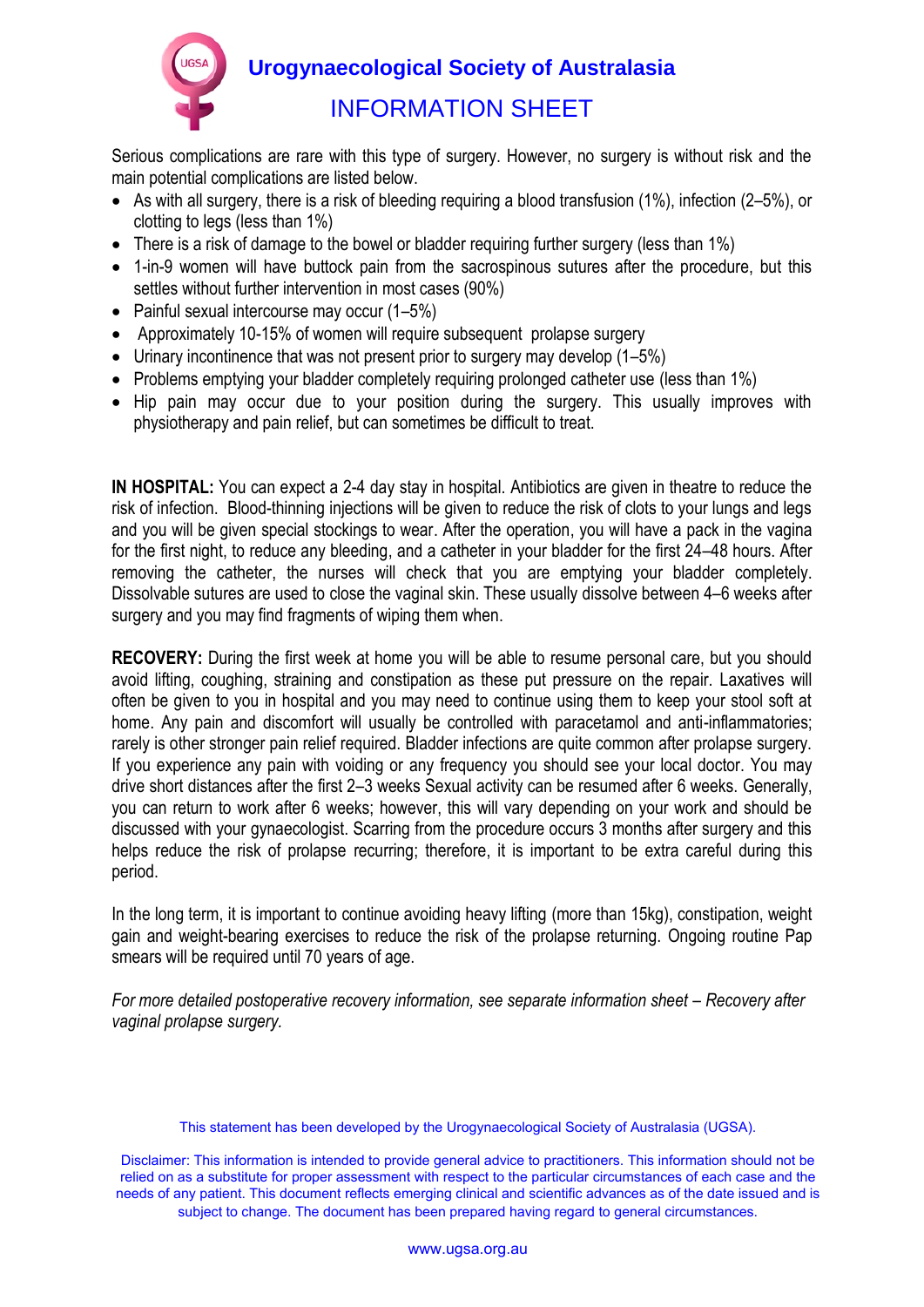Serious complications are rare with this type of surgery. However, no surgery is without risk and the main potential complications are listed below.

- As with all surgery, there is a risk of bleeding requiring a blood transfusion (1%), infection (2–5%), or clotting to legs (less than 1%)
- There is a risk of damage to the bowel or bladder requiring further surgery (less than 1%)
- 1-in-9 women will have buttock pain from the sacrospinous sutures after the procedure, but this settles without further intervention in most cases (90%)
- Painful sexual intercourse may occur (1–5%)
- Approximately 10-15% of women will require subsequent prolapse surgery
- Urinary incontinence that was not present prior to surgery may develop (1–5%)
- Problems emptying your bladder completely requiring prolonged catheter use (less than 1%)
- Hip pain may occur due to your position during the surgery. This usually improves with physiotherapy and pain relief, but can sometimes be difficult to treat.

**IN HOSPITAL:** You can expect a 2-4 day stay in hospital. Antibiotics are given in theatre to reduce the risk of infection. Blood-thinning injections will be given to reduce the risk of clots to your lungs and legs and you will be given special stockings to wear. After the operation, you will have a pack in the vagina for the first night, to reduce any bleeding, and a catheter in your bladder for the first 24–48 hours. After removing the catheter, the nurses will check that you are emptying your bladder completely. Dissolvable sutures are used to close the vaginal skin. These usually dissolve between 4–6 weeks after surgery and you may find fragments of wiping them when.

**RECOVERY:** During the first week at home you will be able to resume personal care, but you should avoid lifting, coughing, straining and constipation as these put pressure on the repair. Laxatives will often be given to you in hospital and you may need to continue using them to keep your stool soft at home. Any pain and discomfort will usually be controlled with paracetamol and anti-inflammatories; rarely is other stronger pain relief required. Bladder infections are quite common after prolapse surgery. If you experience any pain with voiding or any frequency you should see your local doctor. You may drive short distances after the first 2–3 weeks Sexual activity can be resumed after 6 weeks. Generally, you can return to work after 6 weeks; however, this will vary depending on your work and should be discussed with your gynaecologist. Scarring from the procedure occurs 3 months after surgery and this helps reduce the risk of prolapse recurring; therefore, it is important to be extra careful during this period.

In the long term, it is important to continue avoiding heavy lifting (more than 15kg), constipation, weight gain and weight-bearing exercises to reduce the risk of the prolapse returning. Ongoing routine Pap smears will be required until 70 years of age.

*For more detailed postoperative recovery information, see separate information sheet – Recovery after vaginal prolapse surgery.*

This statement has been developed by the Urogynaecological Society of Australasia (UGSA).

Disclaimer: This information is intended to provide general advice to practitioners. This information should not be relied on as a substitute for proper assessment with respect to the particular circumstances of each case and the needs of any patient. This document reflects emerging clinical and scientific advances as of the date issued and is subject to change. The document has been prepared having regard to general circumstances.

www.ugsa.org.au